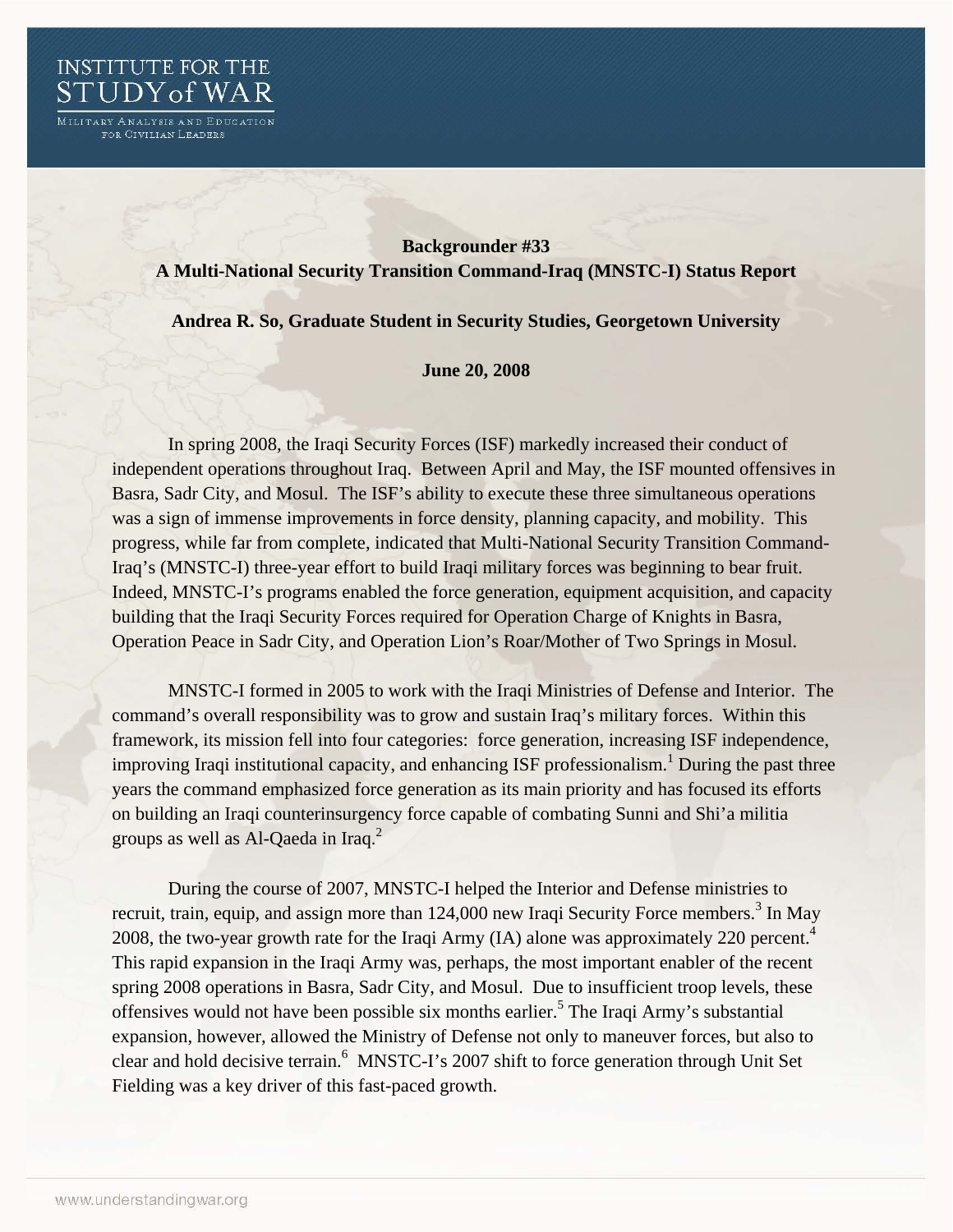INSTITUTE FOR THE STUDY of WAR

MILITARY ANALYSIS AND EDUCATION FOR CIVILIAN LEADERS

**Backgrounder #33**
**A Multi-National Security Transition Command-Iraq (MNSTC-I) Status Report**

**Andrea R. So, Graduate Student in Security Studies, Georgetown University**

**June 20, 2008**

In spring 2008, the Iraqi Security Forces (ISF) markedly increased their conduct of independent operations throughout Iraq. Between April and May, the ISF mounted offensives in Basra, Sadr City, and Mosul. The ISF's ability to execute these three simultaneous operations was a sign of immense improvements in force density, planning capacity, and mobility. This progress, while far from complete, indicated that Multi-National Security Transition Command-Iraq's (MNSTC-I) three-year effort to build Iraqi military forces was beginning to bear fruit. Indeed, MNSTC-I's programs enabled the force generation, equipment acquisition, and capacity building that the Iraqi Security Forces required for Operation Charge of Knights in Basra, Operation Peace in Sadr City, and Operation Lion's Roar/Mother of Two Springs in Mosul.

MNSTC-I formed in 2005 to work with the Iraqi Ministries of Defense and Interior. The command's overall responsibility was to grow and sustain Iraq's military forces. Within this framework, its mission fell into four categories: force generation, increasing ISF independence, improving Iraqi institutional capacity, and enhancing ISF professionalism.[1] During the past three years the command emphasized force generation as its main priority and has focused its efforts on building an Iraqi counterinsurgency force capable of combating Sunni and Shi'a militia groups as well as Al-Qaeda in Iraq.[2]

During the course of 2007, MNSTC-I helped the Interior and Defense ministries to recruit, train, equip, and assign more than 124,000 new Iraqi Security Force members.[3] In May 2008, the two-year growth rate for the Iraqi Army (IA) alone was approximately 220 percent.[4] This rapid expansion in the Iraqi Army was, perhaps, the most important enabler of the recent spring 2008 operations in Basra, Sadr City, and Mosul. Due to insufficient troop levels, these offensives would not have been possible six months earlier.[5] The Iraqi Army's substantial expansion, however, allowed the Ministry of Defense not only to maneuver forces, but also to clear and hold decisive terrain.[6] MNSTC-I's 2007 shift to force generation through Unit Set Fielding was a key driver of this fast-paced growth.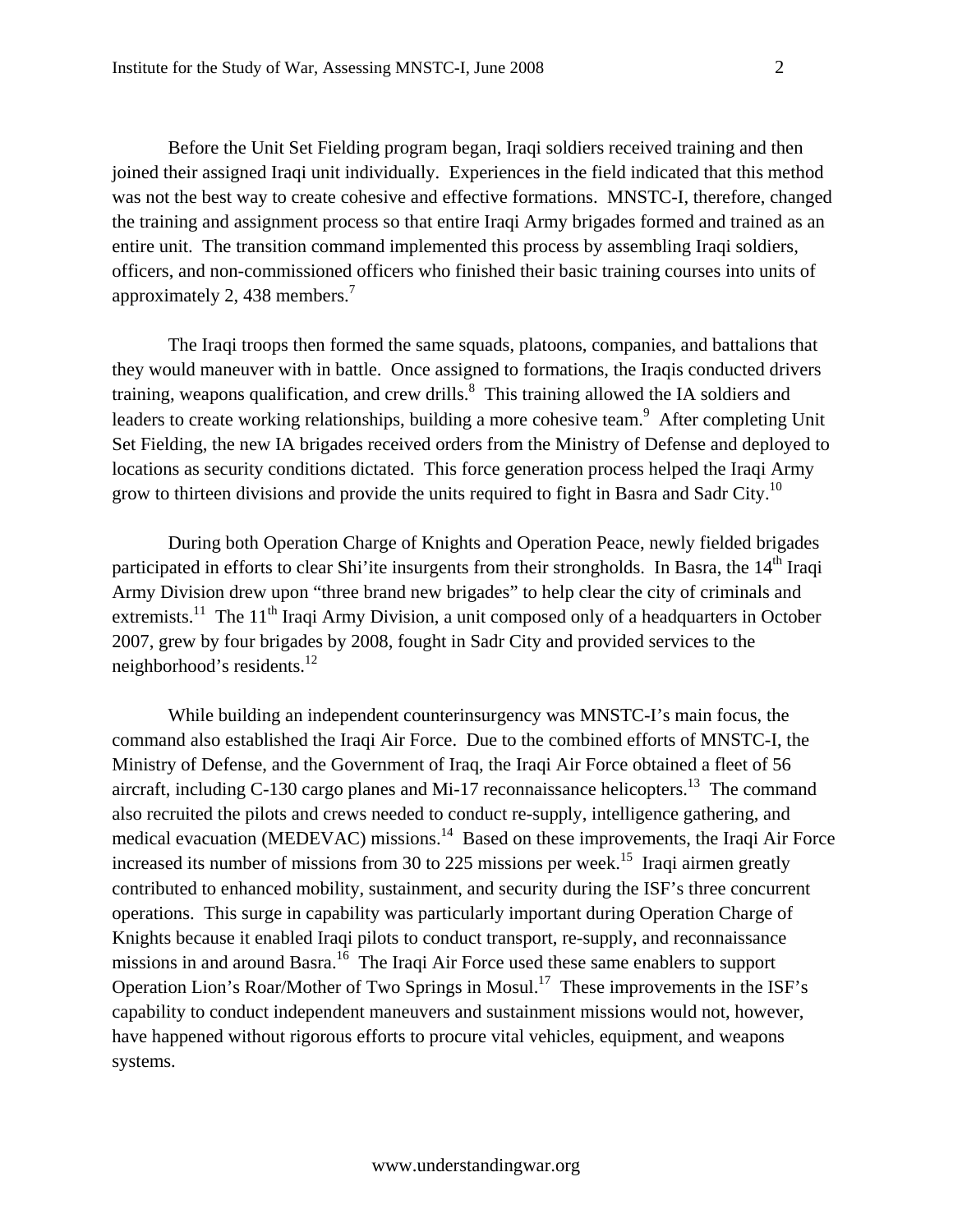Before the Unit Set Fielding program began, Iraqi soldiers received training and then joined their assigned Iraqi unit individually. Experiences in the field indicated that this method was not the best way to create cohesive and effective formations. MNSTC-I, therefore, changed the training and assignment process so that entire Iraqi Army brigades formed and trained as an entire unit. The transition command implemented this process by assembling Iraqi soldiers, officers, and non-commissioned officers who finished their basic training courses into units of approximately 2, 438 members.[7]

The Iraqi troops then formed the same squads, platoons, companies, and battalions that they would maneuver with in battle. Once assigned to formations, the Iraqis conducted drivers training, weapons qualification, and crew drills.[8] This training allowed the IA soldiers and leaders to create working relationships, building a more cohesive team.[9] After completing Unit Set Fielding, the new IA brigades received orders from the Ministry of Defense and deployed to locations as security conditions dictated. This force generation process helped the Iraqi Army grow to thirteen divisions and provide the units required to fight in Basra and Sadr City.[10]

During both Operation Charge of Knights and Operation Peace, newly fielded brigades participated in efforts to clear Shi'ite insurgents from their strongholds. In Basra, the 14th Iraqi Army Division drew upon "three brand new brigades" to help clear the city of criminals and extremists.[11] The 11th Iraqi Army Division, a unit composed only of a headquarters in October 2007, grew by four brigades by 2008, fought in Sadr City and provided services to the neighborhood's residents.[12]

While building an independent counterinsurgency was MNSTC-I's main focus, the command also established the Iraqi Air Force. Due to the combined efforts of MNSTC-I, the Ministry of Defense, and the Government of Iraq, the Iraqi Air Force obtained a fleet of 56 aircraft, including C-130 cargo planes and Mi-17 reconnaissance helicopters.[13] The command also recruited the pilots and crews needed to conduct re-supply, intelligence gathering, and medical evacuation (MEDEVAC) missions.[14] Based on these improvements, the Iraqi Air Force increased its number of missions from 30 to 225 missions per week.[15] Iraqi airmen greatly contributed to enhanced mobility, sustainment, and security during the ISF's three concurrent operations. This surge in capability was particularly important during Operation Charge of Knights because it enabled Iraqi pilots to conduct transport, re-supply, and reconnaissance missions in and around Basra.[16] The Iraqi Air Force used these same enablers to support Operation Lion's Roar/Mother of Two Springs in Mosul.[17] These improvements in the ISF's capability to conduct independent maneuvers and sustainment missions would not, however, have happened without rigorous efforts to procure vital vehicles, equipment, and weapons systems.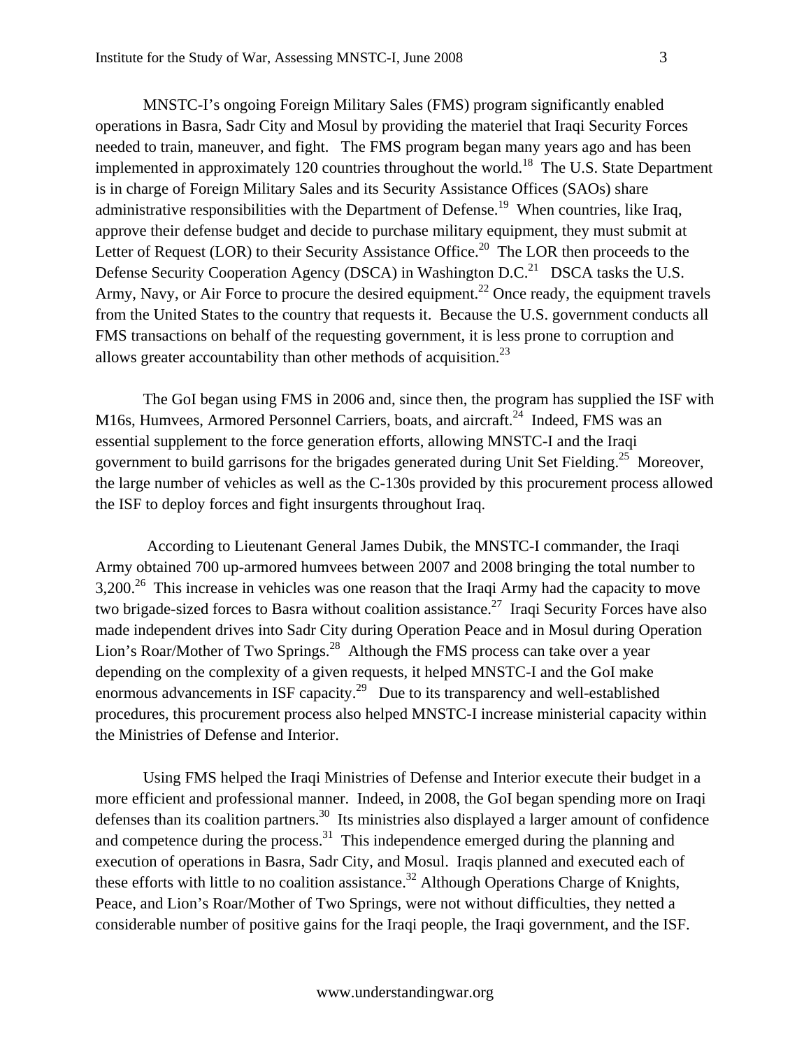MNSTC-I's ongoing Foreign Military Sales (FMS) program significantly enabled operations in Basra, Sadr City and Mosul by providing the materiel that Iraqi Security Forces needed to train, maneuver, and fight. The FMS program began many years ago and has been implemented in approximately 120 countries throughout the world.[18] The U.S. State Department is in charge of Foreign Military Sales and its Security Assistance Offices (SAOs) share administrative responsibilities with the Department of Defense.[19] When countries, like Iraq, approve their defense budget and decide to purchase military equipment, they must submit at Letter of Request (LOR) to their Security Assistance Office.[20] The LOR then proceeds to the Defense Security Cooperation Agency (DSCA) in Washington D.C.[21] DSCA tasks the U.S. Army, Navy, or Air Force to procure the desired equipment.[22] Once ready, the equipment travels from the United States to the country that requests it. Because the U.S. government conducts all FMS transactions on behalf of the requesting government, it is less prone to corruption and allows greater accountability than other methods of acquisition.[23]

The GoI began using FMS in 2006 and, since then, the program has supplied the ISF with M16s, Humvees, Armored Personnel Carriers, boats, and aircraft.[24] Indeed, FMS was an essential supplement to the force generation efforts, allowing MNSTC-I and the Iraqi government to build garrisons for the brigades generated during Unit Set Fielding.[25] Moreover, the large number of vehicles as well as the C-130s provided by this procurement process allowed the ISF to deploy forces and fight insurgents throughout Iraq.

According to Lieutenant General James Dubik, the MNSTC-I commander, the Iraqi Army obtained 700 up-armored humvees between 2007 and 2008 bringing the total number to 3,200.[26] This increase in vehicles was one reason that the Iraqi Army had the capacity to move two brigade-sized forces to Basra without coalition assistance.[27] Iraqi Security Forces have also made independent drives into Sadr City during Operation Peace and in Mosul during Operation Lion's Roar/Mother of Two Springs.[28] Although the FMS process can take over a year depending on the complexity of a given requests, it helped MNSTC-I and the GoI make enormous advancements in ISF capacity.[29] Due to its transparency and well-established procedures, this procurement process also helped MNSTC-I increase ministerial capacity within the Ministries of Defense and Interior.

Using FMS helped the Iraqi Ministries of Defense and Interior execute their budget in a more efficient and professional manner. Indeed, in 2008, the GoI began spending more on Iraqi defenses than its coalition partners.[30] Its ministries also displayed a larger amount of confidence and competence during the process.[31] This independence emerged during the planning and execution of operations in Basra, Sadr City, and Mosul. Iraqis planned and executed each of these efforts with little to no coalition assistance.[32] Although Operations Charge of Knights, Peace, and Lion's Roar/Mother of Two Springs, were not without difficulties, they netted a considerable number of positive gains for the Iraqi people, the Iraqi government, and the ISF.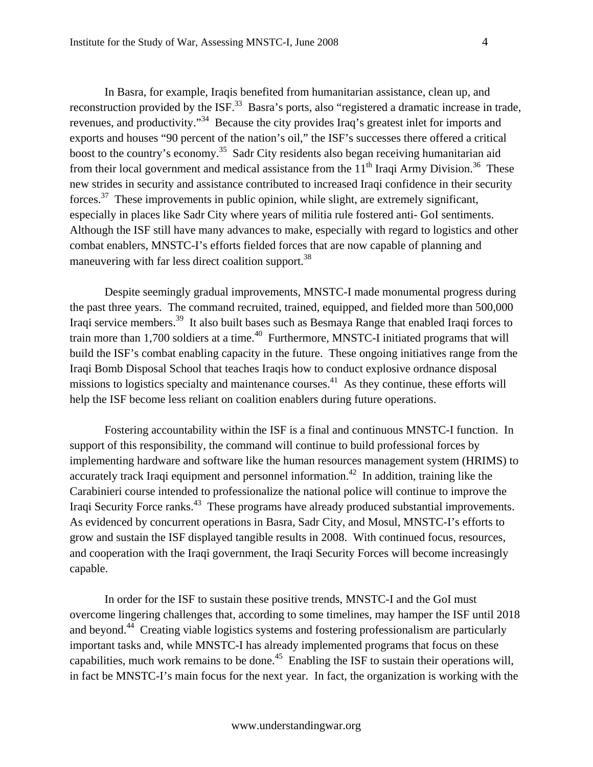In Basra, for example, Iraqis benefited from humanitarian assistance, clean up, and reconstruction provided by the ISF.[33] Basra's ports, also "registered a dramatic increase in trade, revenues, and productivity."[34] Because the city provides Iraq's greatest inlet for imports and exports and houses "90 percent of the nation's oil," the ISF's successes there offered a critical boost to the country's economy.[35] Sadr City residents also began receiving humanitarian aid from their local government and medical assistance from the 11th Iraqi Army Division.[36] These new strides in security and assistance contributed to increased Iraqi confidence in their security forces.[37] These improvements in public opinion, while slight, are extremely significant, especially in places like Sadr City where years of militia rule fostered anti- GoI sentiments. Although the ISF still have many advances to make, especially with regard to logistics and other combat enablers, MNSTC-I's efforts fielded forces that are now capable of planning and maneuvering with far less direct coalition support.[38]

Despite seemingly gradual improvements, MNSTC-I made monumental progress during the past three years. The command recruited, trained, equipped, and fielded more than 500,000 Iraqi service members.[39] It also built bases such as Besmaya Range that enabled Iraqi forces to train more than 1,700 soldiers at a time.[40] Furthermore, MNSTC-I initiated programs that will build the ISF's combat enabling capacity in the future. These ongoing initiatives range from the Iraqi Bomb Disposal School that teaches Iraqis how to conduct explosive ordnance disposal missions to logistics specialty and maintenance courses.[41] As they continue, these efforts will help the ISF become less reliant on coalition enablers during future operations.

Fostering accountability within the ISF is a final and continuous MNSTC-I function. In support of this responsibility, the command will continue to build professional forces by implementing hardware and software like the human resources management system (HRIMS) to accurately track Iraqi equipment and personnel information.[42] In addition, training like the Carabinieri course intended to professionalize the national police will continue to improve the Iraqi Security Force ranks.[43] These programs have already produced substantial improvements. As evidenced by concurrent operations in Basra, Sadr City, and Mosul, MNSTC-I's efforts to grow and sustain the ISF displayed tangible results in 2008. With continued focus, resources, and cooperation with the Iraqi government, the Iraqi Security Forces will become increasingly capable.

In order for the ISF to sustain these positive trends, MNSTC-I and the GoI must overcome lingering challenges that, according to some timelines, may hamper the ISF until 2018 and beyond.[44] Creating viable logistics systems and fostering professionalism are particularly important tasks and, while MNSTC-I has already implemented programs that focus on these capabilities, much work remains to be done.[45] Enabling the ISF to sustain their operations will, in fact be MNSTC-I's main focus for the next year. In fact, the organization is working with the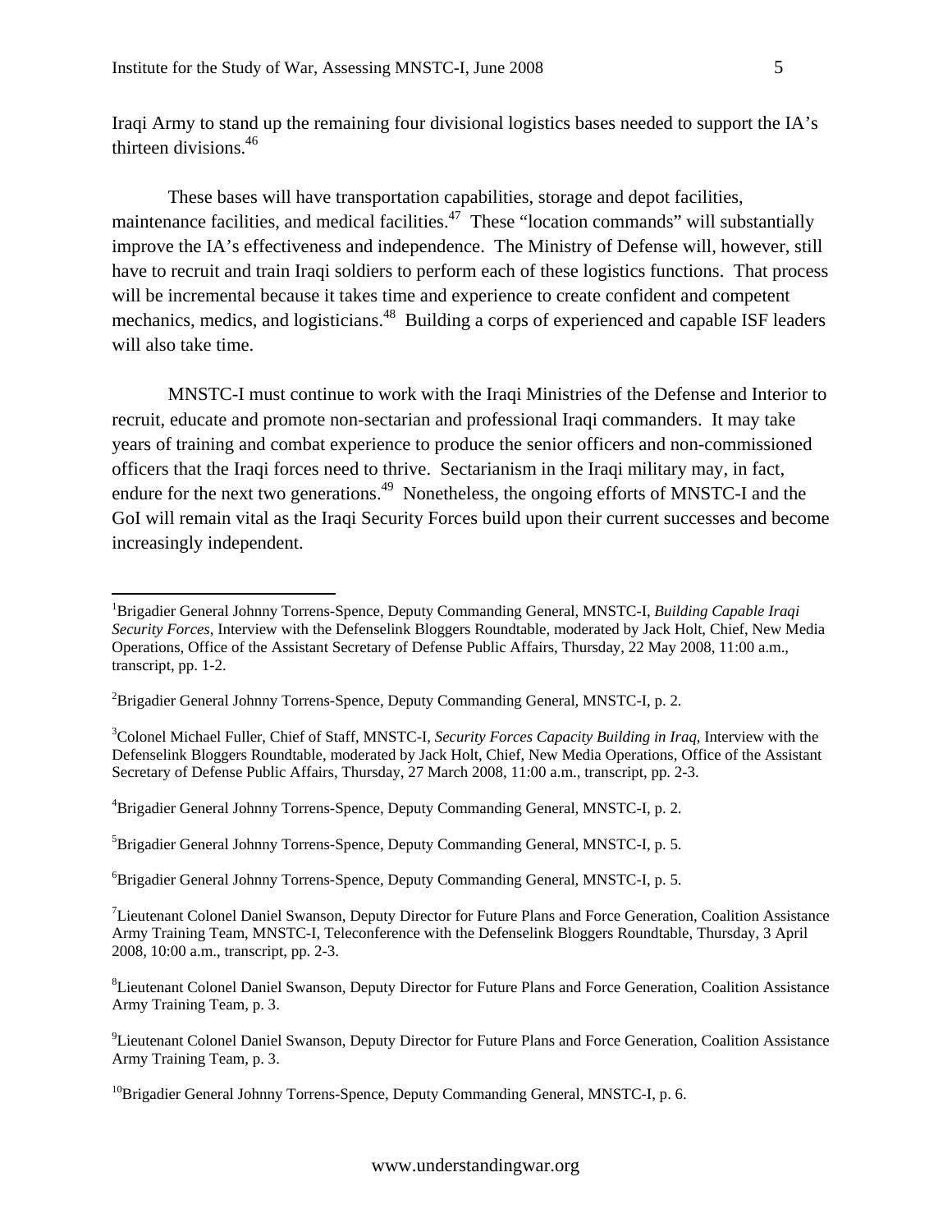Iraqi Army to stand up the remaining four divisional logistics bases needed to support the IA's thirteen divisions.[46]

These bases will have transportation capabilities, storage and depot facilities, maintenance facilities, and medical facilities.[47] These "location commands" will substantially improve the IA's effectiveness and independence. The Ministry of Defense will, however, still have to recruit and train Iraqi soldiers to perform each of these logistics functions. That process will be incremental because it takes time and experience to create confident and competent mechanics, medics, and logisticians.[48] Building a corps of experienced and capable ISF leaders will also take time.

MNSTC-I must continue to work with the Iraqi Ministries of the Defense and Interior to recruit, educate and promote non-sectarian and professional Iraqi commanders. It may take years of training and combat experience to produce the senior officers and non-commissioned officers that the Iraqi forces need to thrive. Sectarianism in the Iraqi military may, in fact, endure for the next two generations.[49] Nonetheless, the ongoing efforts of MNSTC-I and the GoI will remain vital as the Iraqi Security Forces build upon their current successes and become increasingly independent.

---

[1]Brigadier General Johnny Torrens-Spence, Deputy Commanding General, MNSTC-I, *Building Capable Iraqi Security Forces*, Interview with the Defenselink Bloggers Roundtable, moderated by Jack Holt, Chief, New Media Operations, Office of the Assistant Secretary of Defense Public Affairs, Thursday, 22 May 2008, 11:00 a.m., transcript, pp. 1-2.

[2]Brigadier General Johnny Torrens-Spence, Deputy Commanding General, MNSTC-I, p. 2.

[3]Colonel Michael Fuller, Chief of Staff, MNSTC-I, *Security Forces Capacity Building in Iraq*, Interview with the Defenselink Bloggers Roundtable, moderated by Jack Holt, Chief, New Media Operations, Office of the Assistant Secretary of Defense Public Affairs, Thursday, 27 March 2008, 11:00 a.m., transcript, pp. 2-3.

[4]Brigadier General Johnny Torrens-Spence, Deputy Commanding General, MNSTC-I, p. 2.

[5]Brigadier General Johnny Torrens-Spence, Deputy Commanding General, MNSTC-I, p. 5.

[6]Brigadier General Johnny Torrens-Spence, Deputy Commanding General, MNSTC-I, p. 5.

[7]Lieutenant Colonel Daniel Swanson, Deputy Director for Future Plans and Force Generation, Coalition Assistance Army Training Team, MNSTC-I, Teleconference with the Defenselink Bloggers Roundtable, Thursday, 3 April 2008, 10:00 a.m., transcript, pp. 2-3.

[8]Lieutenant Colonel Daniel Swanson, Deputy Director for Future Plans and Force Generation, Coalition Assistance Army Training Team, p. 3.

[9]Lieutenant Colonel Daniel Swanson, Deputy Director for Future Plans and Force Generation, Coalition Assistance Army Training Team, p. 3.

[10]Brigadier General Johnny Torrens-Spence, Deputy Commanding General, MNSTC-I, p. 6.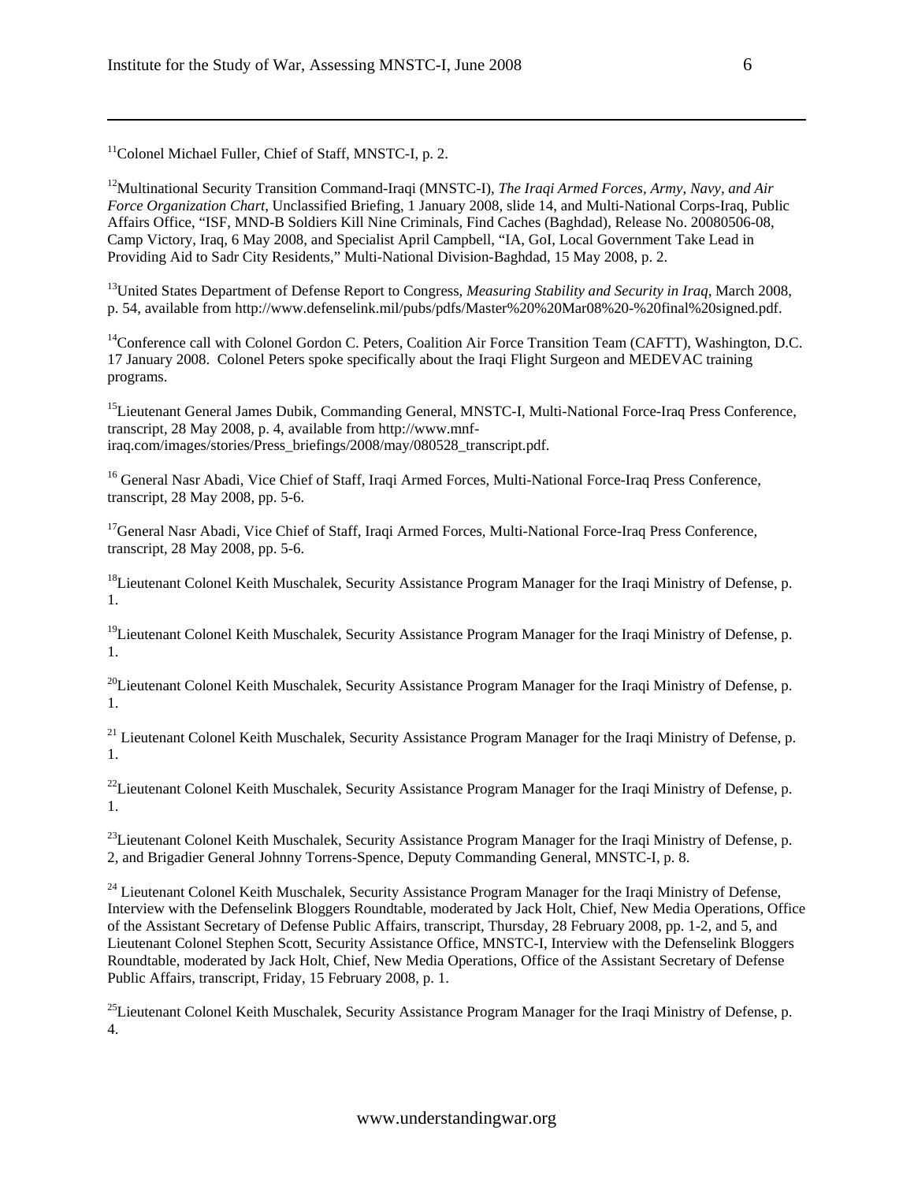[11]Colonel Michael Fuller, Chief of Staff, MNSTC-I, p. 2.

[12]Multinational Security Transition Command-Iraqi (MNSTC-I), *The Iraqi Armed Forces, Army, Navy, and Air Force Organization Chart*, Unclassified Briefing, 1 January 2008, slide 14, and Multi-National Corps-Iraq, Public Affairs Office, "ISF, MND-B Soldiers Kill Nine Criminals, Find Caches (Baghdad), Release No. 20080506-08, Camp Victory, Iraq, 6 May 2008, and Specialist April Campbell, "IA, GoI, Local Government Take Lead in Providing Aid to Sadr City Residents," Multi-National Division-Baghdad, 15 May 2008, p. 2.

[13]United States Department of Defense Report to Congress, *Measuring Stability and Security in Iraq*, March 2008, p. 54, available from http://www.defenselink.mil/pubs/pdfs/Master%20%20Mar08%20-%20final%20signed.pdf.

[14]Conference call with Colonel Gordon C. Peters, Coalition Air Force Transition Team (CAFTT), Washington, D.C. 17 January 2008. Colonel Peters spoke specifically about the Iraqi Flight Surgeon and MEDEVAC training programs.

[15]Lieutenant General James Dubik, Commanding General, MNSTC-I, Multi-National Force-Iraq Press Conference, transcript, 28 May 2008, p. 4, available from http://www.mnf-iraq.com/images/stories/Press_briefings/2008/may/080528_transcript.pdf.

[16] General Nasr Abadi, Vice Chief of Staff, Iraqi Armed Forces, Multi-National Force-Iraq Press Conference, transcript, 28 May 2008, pp. 5-6.

[17]General Nasr Abadi, Vice Chief of Staff, Iraqi Armed Forces, Multi-National Force-Iraq Press Conference, transcript, 28 May 2008, pp. 5-6.

[18]Lieutenant Colonel Keith Muschalek, Security Assistance Program Manager for the Iraqi Ministry of Defense, p. 1.

[19]Lieutenant Colonel Keith Muschalek, Security Assistance Program Manager for the Iraqi Ministry of Defense, p. 1.

[20]Lieutenant Colonel Keith Muschalek, Security Assistance Program Manager for the Iraqi Ministry of Defense, p. 1.

[21] Lieutenant Colonel Keith Muschalek, Security Assistance Program Manager for the Iraqi Ministry of Defense, p. 1.

[22]Lieutenant Colonel Keith Muschalek, Security Assistance Program Manager for the Iraqi Ministry of Defense, p. 1.

[23]Lieutenant Colonel Keith Muschalek, Security Assistance Program Manager for the Iraqi Ministry of Defense, p. 2, and Brigadier General Johnny Torrens-Spence, Deputy Commanding General, MNSTC-I, p. 8.

[24] Lieutenant Colonel Keith Muschalek, Security Assistance Program Manager for the Iraqi Ministry of Defense, Interview with the Defenselink Bloggers Roundtable, moderated by Jack Holt, Chief, New Media Operations, Office of the Assistant Secretary of Defense Public Affairs, transcript, Thursday, 28 February 2008, pp. 1-2, and 5, and Lieutenant Colonel Stephen Scott, Security Assistance Office, MNSTC-I, Interview with the Defenselink Bloggers Roundtable, moderated by Jack Holt, Chief, New Media Operations, Office of the Assistant Secretary of Defense Public Affairs, transcript, Friday, 15 February 2008, p. 1.

[25]Lieutenant Colonel Keith Muschalek, Security Assistance Program Manager for the Iraqi Ministry of Defense, p. 4.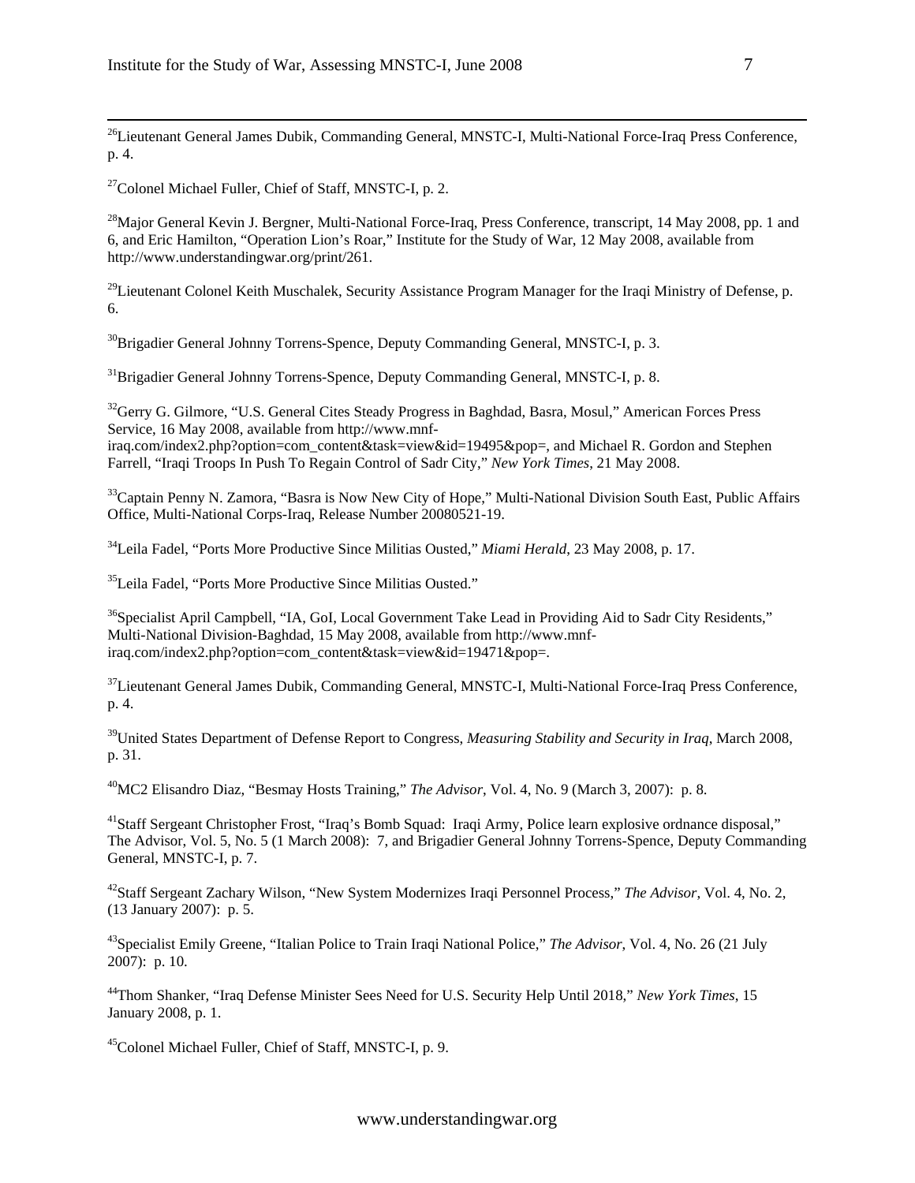[26]Lieutenant General James Dubik, Commanding General, MNSTC-I, Multi-National Force-Iraq Press Conference, p. 4.

[27]Colonel Michael Fuller, Chief of Staff, MNSTC-I, p. 2.

[28]Major General Kevin J. Bergner, Multi-National Force-Iraq, Press Conference, transcript, 14 May 2008, pp. 1 and 6, and Eric Hamilton, "Operation Lion's Roar," Institute for the Study of War, 12 May 2008, available from http://www.understandingwar.org/print/261.

[29]Lieutenant Colonel Keith Muschalek, Security Assistance Program Manager for the Iraqi Ministry of Defense, p. 6.

[30]Brigadier General Johnny Torrens-Spence, Deputy Commanding General, MNSTC-I, p. 3.

[31]Brigadier General Johnny Torrens-Spence, Deputy Commanding General, MNSTC-I, p. 8.

[32]Gerry G. Gilmore, "U.S. General Cites Steady Progress in Baghdad, Basra, Mosul," American Forces Press Service, 16 May 2008, available from http://www.mnf-iraq.com/index2.php?option=com_content&task=view&id=19495&pop=, and Michael R. Gordon and Stephen Farrell, "Iraqi Troops In Push To Regain Control of Sadr City," *New York Times*, 21 May 2008.

[33]Captain Penny N. Zamora, "Basra is Now New City of Hope," Multi-National Division South East, Public Affairs Office, Multi-National Corps-Iraq, Release Number 20080521-19.

[34]Leila Fadel, "Ports More Productive Since Militias Ousted," *Miami Herald*, 23 May 2008, p. 17.

[35]Leila Fadel, "Ports More Productive Since Militias Ousted."

[36]Specialist April Campbell, "IA, GoI, Local Government Take Lead in Providing Aid to Sadr City Residents," Multi-National Division-Baghdad, 15 May 2008, available from http://www.mnf-iraq.com/index2.php?option=com_content&task=view&id=19471&pop=.

[37]Lieutenant General James Dubik, Commanding General, MNSTC-I, Multi-National Force-Iraq Press Conference, p. 4.

[39]United States Department of Defense Report to Congress, *Measuring Stability and Security in Iraq*, March 2008, p. 31.

[40]MC2 Elisandro Diaz, "Besmay Hosts Training," *The Advisor*, Vol. 4, No. 9 (March 3, 2007): p. 8.

[41]Staff Sergeant Christopher Frost, "Iraq's Bomb Squad: Iraqi Army, Police learn explosive ordnance disposal," The Advisor, Vol. 5, No. 5 (1 March 2008): 7, and Brigadier General Johnny Torrens-Spence, Deputy Commanding General, MNSTC-I, p. 7.

[42]Staff Sergeant Zachary Wilson, "New System Modernizes Iraqi Personnel Process," *The Advisor*, Vol. 4, No. 2, (13 January 2007): p. 5.

[43]Specialist Emily Greene, "Italian Police to Train Iraqi National Police," *The Advisor*, Vol. 4, No. 26 (21 July 2007): p. 10.

[44]Thom Shanker, "Iraq Defense Minister Sees Need for U.S. Security Help Until 2018," *New York Times*, 15 January 2008, p. 1.

[45]Colonel Michael Fuller, Chief of Staff, MNSTC-I, p. 9.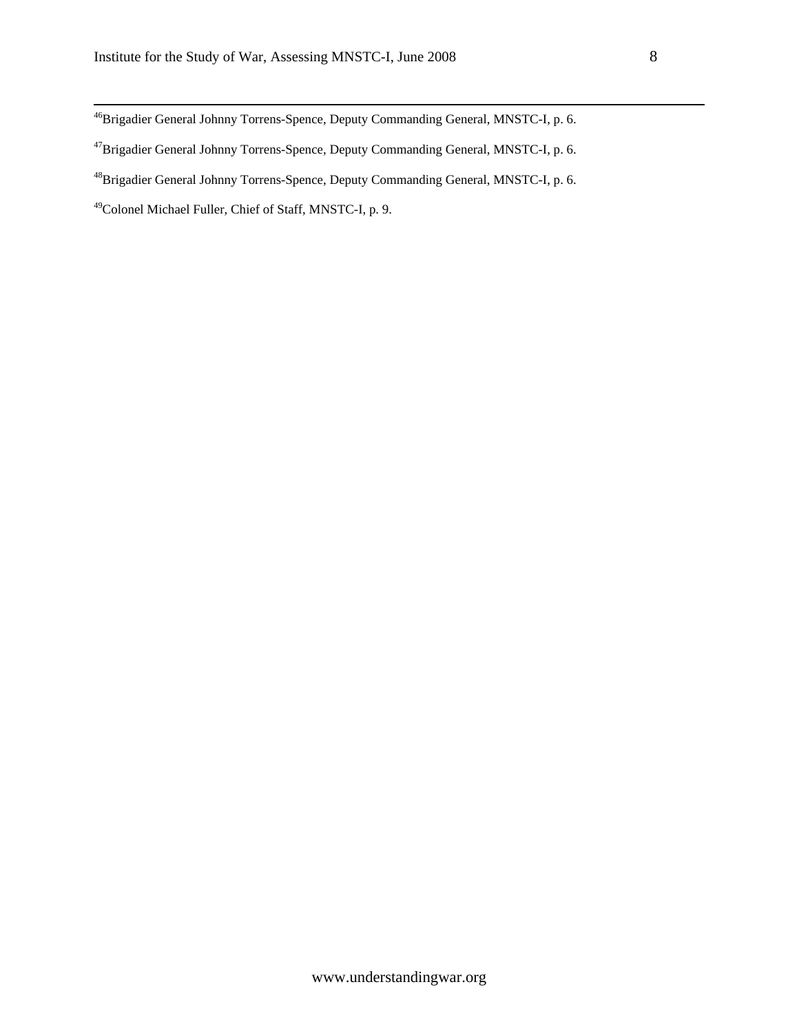[46]Brigadier General Johnny Torrens-Spence, Deputy Commanding General, MNSTC-I, p. 6.

[47]Brigadier General Johnny Torrens-Spence, Deputy Commanding General, MNSTC-I, p. 6.

[48]Brigadier General Johnny Torrens-Spence, Deputy Commanding General, MNSTC-I, p. 6.

[49]Colonel Michael Fuller, Chief of Staff, MNSTC-I, p. 9.